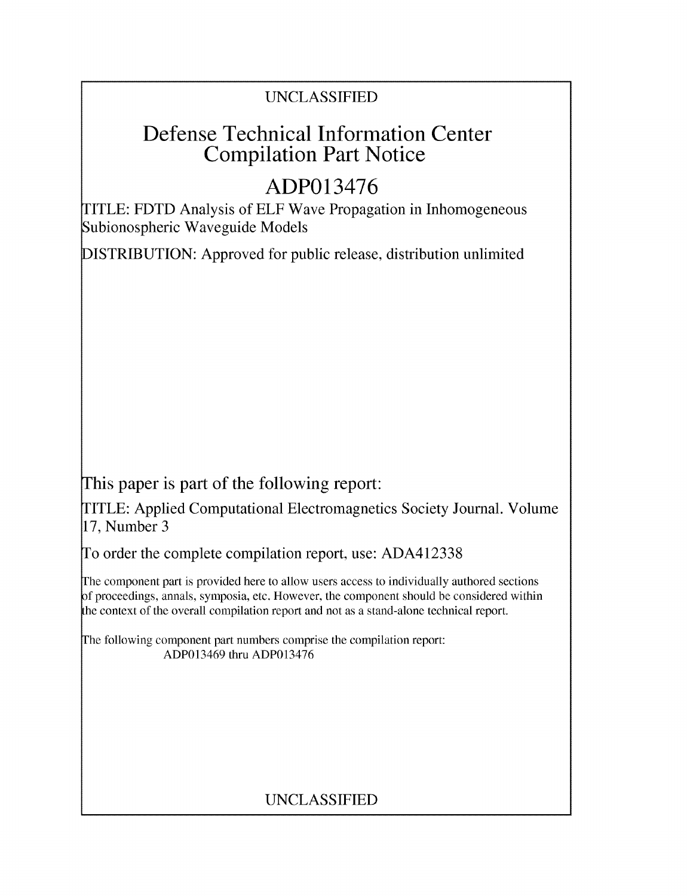UNCLASSIFIED

# Defense Technical Information Center Compilation Part Notice

## ADP013476

TITLE: FDTD Analysis of ELF Wave Propagation in Inhomogeneous Subionospheric Waveguide Models

DISTRIBUTION: Approved for public release, distribution unlimited

This paper is part of the following report:

TITLE: Applied Computational Electromagnetics Society Journal. Volume 17, Number 3

To order the complete compilation report, use: ADA412338

The component part is provided here to allow users access to individually authored sections of proceedings, annals, symposia, etc. However, the component should be considered within the context of the overall compilation report and not as a stand-alone technical report.

The following component part numbers comprise the compilation report: ADP013469 thru ADP013476

UNCLASSIFIED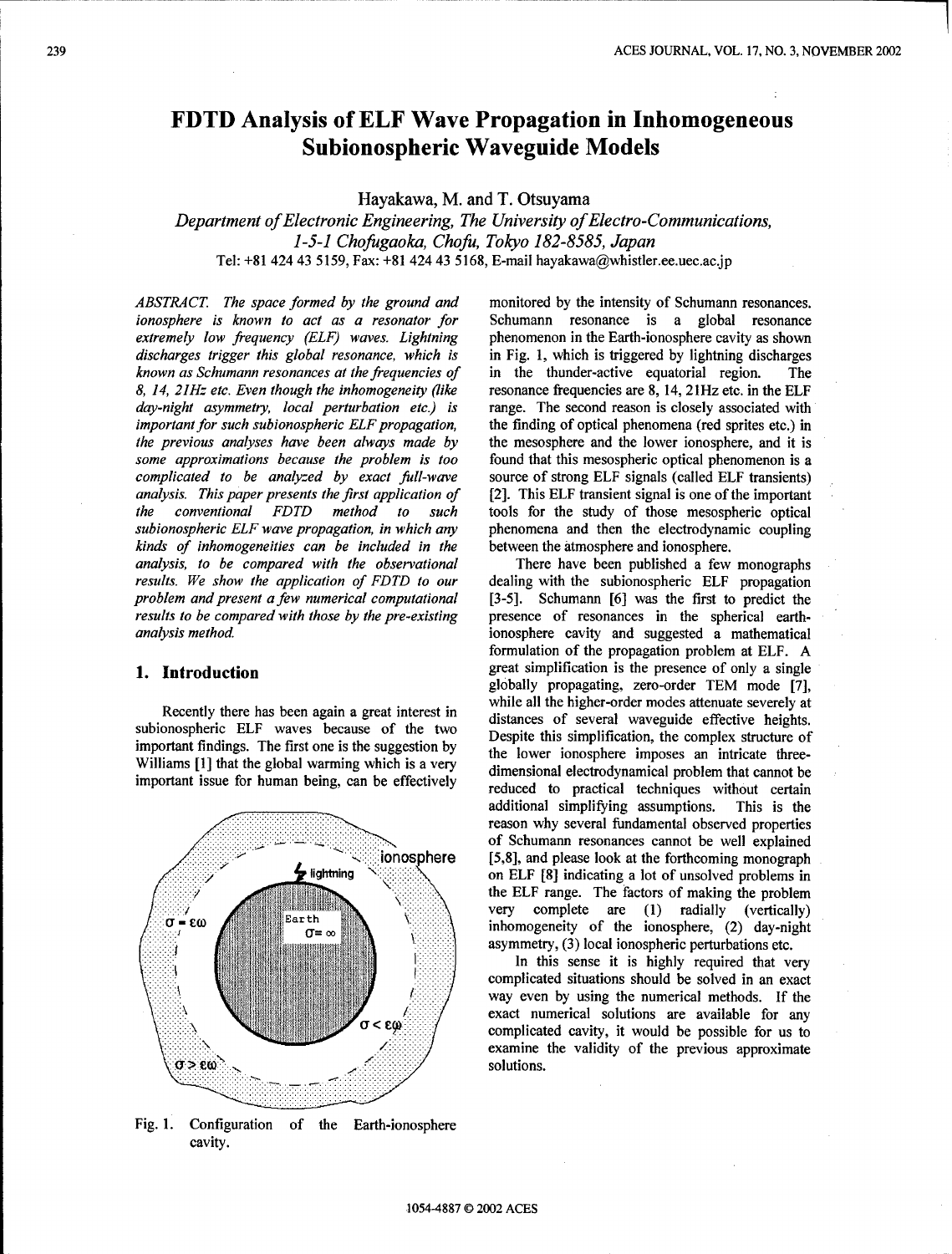# FDTD Analysis of ELF Wave Propagation in Inhomogeneous Subionospheric Waveguide Models

Hayakawa, M. and T. Otsuyama

*Department of Electronic Engineering, The University of Electro-Communications, 1-5-1 Chofugaoka, Chofu, Tokyo 182-8585, Japan*

Tel: +81 424 43 5159, Fax: +81 424 43 5168, E-mail hayakawa@whistler.ee.uec.ac.jp

*ABSTRACT. The space formed by the ground and ionosphere is known to act as a resonator for extremely low frequency (ELF) waves. Lightning discharges trigger this global resonance, which is known as Schumann resonances at the frequencies of 8, 14, 21Hz etc. Even though the inhomogeneity (like day-night asymmetry, local perturbation etc.) is important for such subionospheric ELF propagation, the previous analyses have been always made by some approximations because the problem is too complicated to be analyzed by exact full-wave analysis. This paper presents the first application of the conventional FDTD method to such subionospheric ELF wave propagation, in which any kinds of inhomogeneities can be included in the analysis, to be compared with the observational results. We show the application of FDTD to our problem and present a few numerical computational results to be compared with those by the pre-existing analysis method.*

## 1. Introduction

Recently there has been again a great interest in subionospheric ELF waves because of the two important findings. The first one is the suggestion by Williams [1] that the global warming which is a very important issue for human being, can be effectively monitored by the intensity of Schumann resonances. Schumann resonance is a global resonance phenomenon in the Earth-ionosphere cavity as shown in Fig. 1, which is triggered by lightning discharges in the thunder-active equatorial region. The resonance frequencies are 8, 14, 21Hz etc. in the ELF range. The second reason is closely associated with the finding of optical phenomena (red sprites etc.) in the mesosphere and the lower ionosphere, and it is found that this mesospheric optical phenomenon is a source of strong ELF signals (called ELF transients) [2]. This ELF transient signal is one of the important tools for the study of those mesospheric optical phenomena and then the electrodynamic coupling between the atmosphere and ionosphere.

Fig. 1. Configuration of the Earth-ionosphere cavity.

There have been published a few monographs dealing with the subionospheric ELF propagation [3-5]. Schumann [6] was the first to predict the presence of resonances in the spherical earth-ionosphere cavity and suggested a mathematical formulation of the propagation problem at ELF. A great simplification is the presence of only a single globally propagating, zero-order TEM mode [7], while all the higher-order modes attenuate severely at distances of several waveguide effective heights. Despite this simplification, the complex structure of the lower ionosphere imposes an intricate three-dimensional electrodynamical problem that cannot be reduced to practical techniques without certain additional simplifying assumptions. This is the reason why several fundamental observed properties of Schumann resonances cannot be well explained [5,8], and please look at the forthcoming monograph on ELF [8] indicating a lot of unsolved problems in the ELF range. The factors of making the problem very complete are (1) radially (vertically) inhomogeneity of the ionosphere, (2) day-night asymmetry, (3) local ionospheric perturbations etc.

In this sense it is highly required that very complicated situations should be solved in an exact way even by using the numerical methods. If the exact numerical solutions are available for any complicated cavity, it would be possible for us to examine the validity of the previous approximate solutions.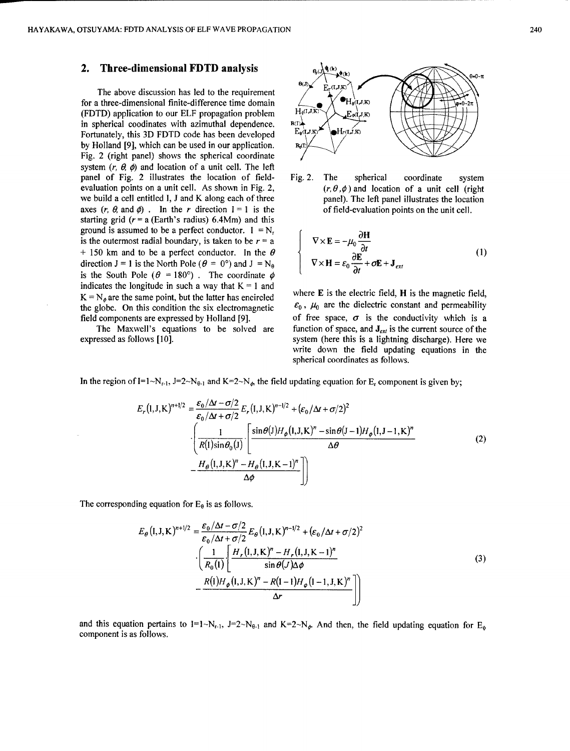## 2. Three-dimensional FDTD analysis

The above discussion has led to the requirement for a three-dimensional finite-difference time domain (FDTD) application to our ELF propagation problem in spherical coodinates with azimuthal dependence. Fortunately, this 3D FDTD code has been developed by Holland [9], which can be used in our application. Fig. 2 (right panel) shows the spherical coordinate system ($r$, $\theta$, $\phi$) and location of a unit cell. The left panel of Fig. 2 illustrates the location of field-evaluation points on a unit cell. As shown in Fig. 2, we build a cell entitled I, J and K along each of three axes ($r$, $\theta$, and $\phi$) . In the $r$ direction I = 1 is the starting grid ($r$ = a (Earth's radius) 6.4Mm) and this ground is assumed to be a perfect conductor. I = $N_r$ is the outermost radial boundary, is taken to be $r$ = a + 150 km and to be a perfect conductor. In the $\theta$ direction J = 1 is the North Pole ($\theta$ = 0°) and J = $N_\theta$ is the South Pole ($\theta$ = 180°) . The coordinate $\phi$ indicates the longitude in such a way that K = 1 and K = $N_\phi$ are the same point, but the latter has encircled the globe. On this condition the six electromagnetic field components are expressed by Holland [9].

The Maxwell's equations to be solved are expressed as follows [10].

Fig. 2. The spherical coordinate system $(r, \theta, \phi)$ and location of a unit cell (right panel). The left panel illustrates the location of field-evaluation points on the unit cell.

$$
\begin{cases}
\nabla \times \mathbf{E} = -\mu_0 \dfrac{\partial \mathbf{H}}{\partial t} \\
\nabla \times \mathbf{H} = \varepsilon_0 \dfrac{\partial \mathbf{E}}{\partial t} + \sigma \mathbf{E} + \mathbf{J}_{ext}
\end{cases}
\tag{1}
$$

where $\mathbf{E}$ is the electric field, $\mathbf{H}$ is the magnetic field, $\varepsilon_0$, $\mu_0$ are the dielectric constant and permeability of free space, $\sigma$ is the conductivity which is a function of space, and $\mathbf{J}_{ext}$ is the current source of the system (here this is a lightning discharge). Here we write down the field updating equations in the spherical coordinates as follows.

In the region of I=1~$N_{r-1}$, J=2~$N_{\theta-1}$ and K=2~$N_\phi$, the field updating equation for $E_r$ component is given by;

$$
\begin{aligned}
E_r(\mathrm{I,J,K})^{n+1/2} = &\frac{\varepsilon_0/\Delta t - \sigma/2}{\varepsilon_0/\Delta t + \sigma/2} E_r(\mathrm{I,J,K})^{n-1/2} + (\varepsilon_0/\Delta t + \sigma/2)^2 \\
&\cdot \left( \frac{1}{R(\mathrm{I})\sin\theta_0(\mathrm{J})} \cdot \left[ \frac{\sin\theta(\mathrm{J})H_\phi(\mathrm{I,J,K})^n - \sin\theta(\mathrm{J}-1)H_\phi(\mathrm{I,J-1,K})^n}{\Delta\theta} \right.\right. \\
&\left.\left. - \frac{H_\theta(\mathrm{I,J,K})^n - H_\theta(\mathrm{I,J,K}-1)^n}{\Delta\phi} \right]\right)
\end{aligned}
\tag{2}
$$

The corresponding equation for $E_\theta$ is as follows.

$$
\begin{aligned}
E_\theta(\mathrm{I,J,K})^{n+1/2} = &\frac{\varepsilon_0/\Delta t - \sigma/2}{\varepsilon_0/\Delta t + \sigma/2} E_\theta(\mathrm{I,J,K})^{n-1/2} + (\varepsilon_0/\Delta t + \sigma/2)^2 \\
&\cdot \left( \frac{1}{R_0(\mathrm{I})} \left[ \frac{H_r(\mathrm{I,J,K})^n - H_r(\mathrm{I,J,K}-1)^n}{\sin\theta(J)\Delta\phi} \right.\right. \\
&\left.\left. - \frac{R(\mathrm{I})H_\phi(\mathrm{I,J,K})^n - R(\mathrm{I}-1)H_\phi(\mathrm{I}-1,\mathrm{J,K})^n}{\Delta r} \right]\right)
\end{aligned}
\tag{3}
$$

and this equation pertains to I=1~$N_{r-1}$, J=2~$N_{\theta-1}$ and K=2~$N_\phi$. And then, the field updating equation for $E_\phi$ component is as follows.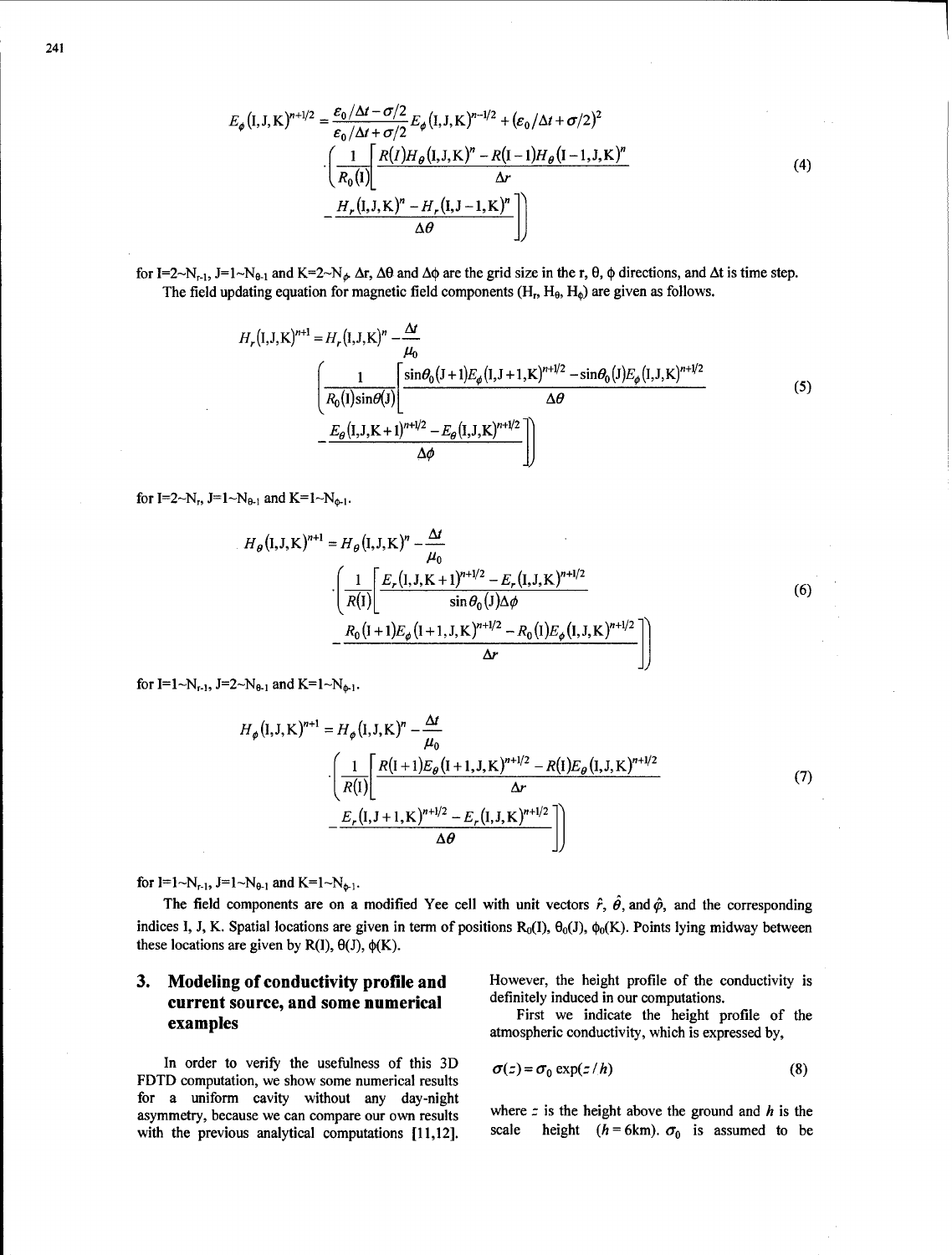$$E_\phi(\mathrm{I,J,K})^{n+1/2} = \frac{\varepsilon_0/\Delta t - \sigma/2}{\varepsilon_0/\Delta t + \sigma/2} E_\phi(\mathrm{I,J,K})^{n-1/2} + (\varepsilon_0/\Delta t + \sigma/2)^2 \cdot \left( \frac{1}{R_0(\mathrm{I})} \left[ \frac{R(I)H_\theta(\mathrm{I,J,K})^n - R(\mathrm{I}-1)H_\theta(\mathrm{I}-1,\mathrm{J,K})^n}{\Delta r} - \frac{H_r(\mathrm{I,J,K})^n - H_r(\mathrm{I,J}-1,\mathrm{K})^n}{\Delta \theta} \right] \right) \tag{4}$$

for I=2~$N_{r-1}$, J=1~$N_{\theta-1}$ and K=2~$N_\phi$. Δr, Δθ and Δϕ are the grid size in the r, θ, ϕ directions, and Δt is time step.

The field updating equation for magnetic field components ($H_r$, $H_\theta$, $H_\phi$) are given as follows.

$$H_r(\mathrm{I,J,K})^{n+1} = H_r(\mathrm{I,J,K})^n - \frac{\Delta t}{\mu_0} \left( \frac{1}{R_0(\mathrm{I})\sin\theta(\mathrm{J})} \left[ \frac{\sin\theta_0(\mathrm{J}+1)E_\phi(\mathrm{I,J}+1,\mathrm{K})^{n+1/2} - \sin\theta_0(\mathrm{J})E_\phi(\mathrm{I,J,K})^{n+1/2}}{\Delta\theta} - \frac{E_\theta(\mathrm{I,J,K}+1)^{n+1/2} - E_\theta(\mathrm{I,J,K})^{n+1/2}}{\Delta\phi} \right] \right) \tag{5}$$

for I=2~$N_r$, J=1~$N_{\theta-1}$ and K=1~$N_{\phi-1}$.

$$H_\theta(\mathrm{I,J,K})^{n+1} = H_\theta(\mathrm{I,J,K})^n - \frac{\Delta t}{\mu_0} \cdot \left( \frac{1}{R(\mathrm{I})} \left[ \frac{E_r(\mathrm{I,J,K}+1)^{n+1/2} - E_r(\mathrm{I,J,K})^{n+1/2}}{\sin\theta_0(\mathrm{J})\Delta\phi} - \frac{R_0(\mathrm{I}+1)E_\phi(\mathrm{I}+1,\mathrm{J,K})^{n+1/2} - R_0(\mathrm{I})E_\phi(\mathrm{I,J,K})^{n+1/2}}{\Delta r} \right] \right) \tag{6}$$

for I=1~$N_{r-1}$, J=2~$N_{\theta-1}$ and K=1~$N_{\phi-1}$.

$$H_\phi(\mathrm{I,J,K})^{n+1} = H_\phi(\mathrm{I,J,K})^n - \frac{\Delta t}{\mu_0} \cdot \left( \frac{1}{R(\mathrm{I})} \left[ \frac{R(\mathrm{I}+1)E_\theta(\mathrm{I}+1,\mathrm{J,K})^{n+1/2} - R(\mathrm{I})E_\theta(\mathrm{I,J,K})^{n+1/2}}{\Delta r} - \frac{E_r(\mathrm{I,J}+1,\mathrm{K})^{n+1/2} - E_r(\mathrm{I,J,K})^{n+1/2}}{\Delta\theta} \right] \right) \tag{7}$$

for I=1~$N_{r-1}$, J=1~$N_{\theta-1}$ and K=1~$N_{\phi-1}$.

The field components are on a modified Yee cell with unit vectors $\hat{r}$, $\hat{\theta}$, and $\hat{\varphi}$, and the corresponding indices I, J, K. Spatial locations are given in term of positions $R_0$(I), $\theta_0$(J), $\phi_0$(K). Points lying midway between these locations are given by R(I), θ(J), ϕ(K).

## 3. Modeling of conductivity profile and current source, and some numerical examples

In order to verify the usefulness of this 3D FDTD computation, we show some numerical results for a uniform cavity without any day-night asymmetry, because we can compare our own results with the previous analytical computations [11,12]. However, the height profile of the conductivity is definitely induced in our computations.

First we indicate the height profile of the atmospheric conductivity, which is expressed by,

$$\sigma(z) = \sigma_0 \exp(z/h) \tag{8}$$

where $z$ is the height above the ground and $h$ is the scale height ($h = 6$km). $\sigma_0$ is assumed to be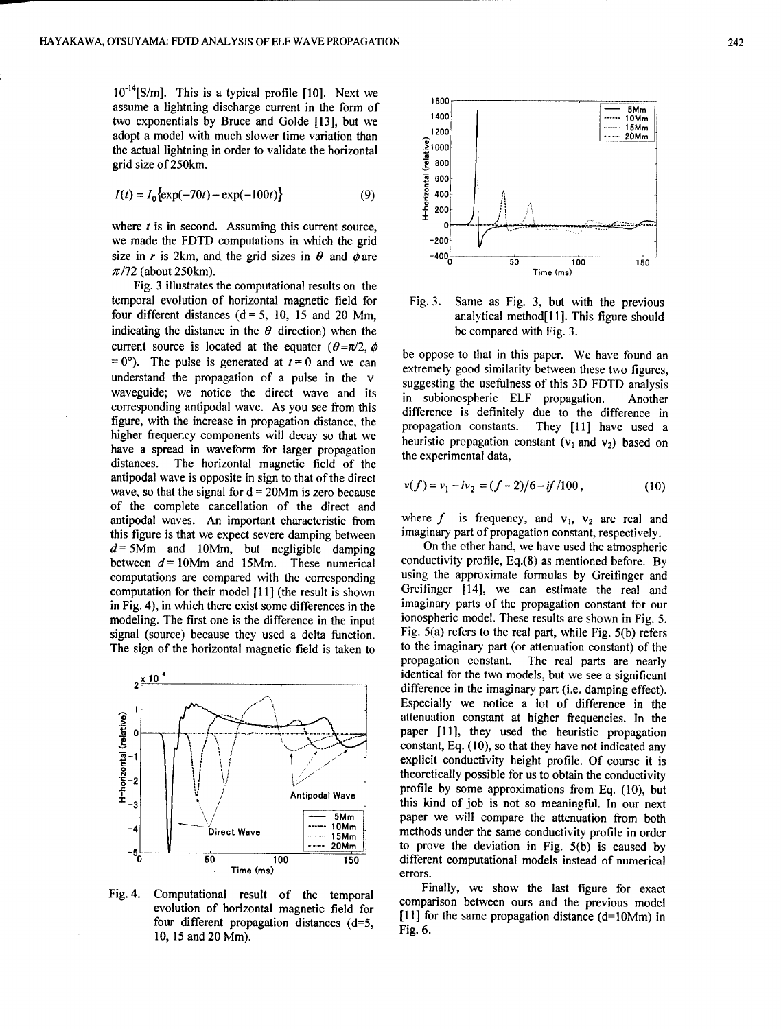$10^{-14}$[S/m]. This is a typical profile [10]. Next we assume a lightning discharge current in the form of two exponentials by Bruce and Golde [13], but we adopt a model with much slower time variation than the actual lightning in order to validate the horizontal grid size of 250km.

$$I(t) = I_0\{\exp(-70t) - \exp(-100t)\} \tag{9}$$

where $t$ is in second. Assuming this current source, we made the FDTD computations in which the grid size in $r$ is 2km, and the grid sizes in $\theta$ and $\phi$ are $\pi/72$ (about 250km).

Fig. 3 illustrates the computational results on the temporal evolution of horizontal magnetic field for four different distances (d = 5, 10, 15 and 20 Mm, indicating the distance in the $\theta$ direction) when the current source is located at the equator ($\theta=\pi/2$, $\phi = 0°$). The pulse is generated at $t = 0$ and we can understand the propagation of a pulse in the v waveguide; we notice the direct wave and its corresponding antipodal wave. As you see from this figure, with the increase in propagation distance, the higher frequency components will decay so that we have a spread in waveform for larger propagation distances. The horizontal magnetic field of the antipodal wave is opposite in sign to that of the direct wave, so that the signal for d = 20Mm is zero because of the complete cancellation of the direct and antipodal waves. An important characteristic from this figure is that we expect severe damping between $d$ = 5Mm and 10Mm, but negligible damping between $d$ = 10Mm and 15Mm. These numerical computations are compared with the corresponding computation for their model [11] (the result is shown in Fig. 4), in which there exist some differences in the modeling. The first one is the difference in the input signal (source) because they used a delta function. The sign of the horizontal magnetic field is taken to be oppose to that in this paper. We have found an extremely good similarity between these two figures, suggesting the usefulness of this 3D FDTD analysis in subionospheric ELF propagation. Another difference is definitely due to the difference in propagation constants. They [11] have used a heuristic propagation constant ($v_1$ and $v_2$) based on the experimental data,

$$v(f) = v_1 - iv_2 = (f-2)/6 - if/100, \tag{10}$$

where $f$ is frequency, and $v_1$, $v_2$ are real and imaginary part of propagation constant, respectively.

On the other hand, we have used the atmospheric conductivity profile, Eq.(8) as mentioned before. By using the approximate formulas by Greifinger and Greifinger [14], we can estimate the real and imaginary parts of the propagation constant for our ionospheric model. These results are shown in Fig. 5. Fig. 5(a) refers to the real part, while Fig. 5(b) refers to the imaginary part (or attenuation constant) of the propagation constant. The real parts are nearly identical for the two models, but we see a significant difference in the imaginary part (i.e. damping effect). Especially we notice a lot of difference in the attenuation constant at higher frequencies. In the paper [11], they used the heuristic propagation constant, Eq. (10), so that they have not indicated any explicit conductivity height profile. Of course it is theoretically possible for us to obtain the conductivity profile by some approximations from Eq. (10), but this kind of job is not so meaningful. In our next paper we will compare the attenuation from both methods under the same conductivity profile in order to prove the deviation in Fig. 5(b) is caused by different computational models instead of numerical errors.

Finally, we show the last figure for exact comparison between ours and the previous model [11] for the same propagation distance (d=10Mm) in Fig. 6.

Fig. 4. Computational result of the temporal evolution of horizontal magnetic field for four different propagation distances (d=5, 10, 15 and 20 Mm).

Fig. 3. Same as Fig. 3, but with the previous analytical method[11]. This figure should be compared with Fig. 3.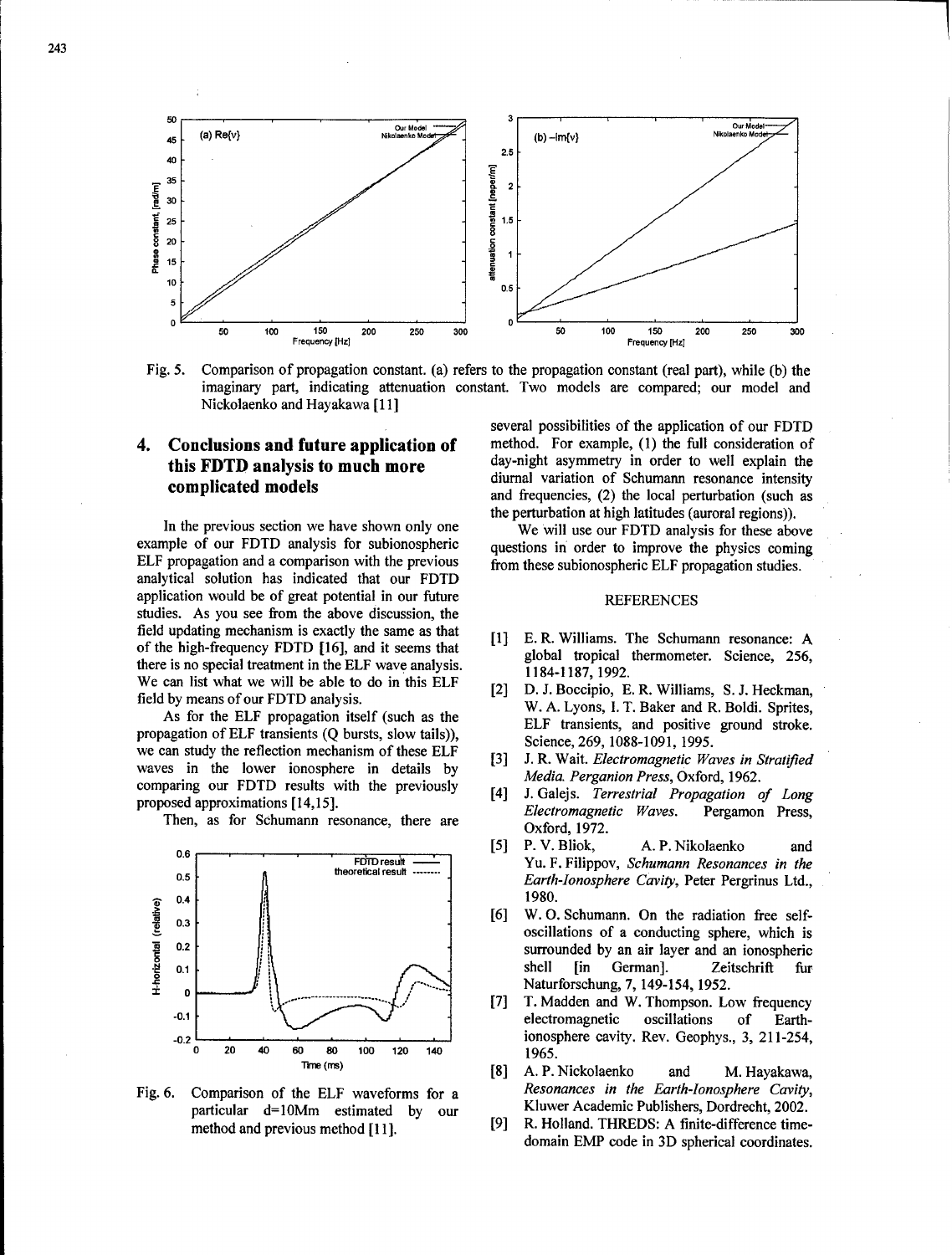Fig. 5. Comparison of propagation constant. (a) refers to the propagation constant (real part), while (b) the imaginary part, indicating attenuation constant. Two models are compared; our model and Nickolaenko and Hayakawa [11]

## 4. Conclusions and future application of this FDTD analysis to much more complicated models

In the previous section we have shown only one example of our FDTD analysis for subionospheric ELF propagation and a comparison with the previous analytical solution has indicated that our FDTD application would be of great potential in our future studies. As you see from the above discussion, the field updating mechanism is exactly the same as that of the high-frequency FDTD [16], and it seems that there is no special treatment in the ELF wave analysis. We can list what we will be able to do in this ELF field by means of our FDTD analysis.

As for the ELF propagation itself (such as the propagation of ELF transients (Q bursts, slow tails)), we can study the reflection mechanism of these ELF waves in the lower ionosphere in details by comparing our FDTD results with the previously proposed approximations [14,15].

Then, as for Schumann resonance, there are several possibilities of the application of our FDTD method. For example, (1) the full consideration of day-night asymmetry in order to well explain the diurnal variation of Schumann resonance intensity and frequencies, (2) the local perturbation (such as the perturbation at high latitudes (auroral regions)).

We will use our FDTD analysis for these above questions in order to improve the physics coming from these subionospheric ELF propagation studies.

Fig. 6. Comparison of the ELF waveforms for a particular d=10Mm estimated by our method and previous method [11].

### REFERENCES

[1] E. R. Williams. The Schumann resonance: A global tropical thermometer. Science, 256, 1184-1187, 1992.

[2] D. J. Boccipio, E. R. Williams, S. J. Heckman, W. A. Lyons, I. T. Baker and R. Boldi. Sprites, ELF transients, and positive ground stroke. Science, 269, 1088-1091, 1995.

[3] J. R. Wait. *Electromagnetic Waves in Stratified Media. Perganion Press*, Oxford, 1962.

[4] J. Galejs. *Terrestrial Propagation of Long Electromagnetic Waves.* Pergamon Press, Oxford, 1972.

[5] P. V. Bliok, A. P. Nikolaenko and Yu. F. Filippov, *Schumann Resonances in the Earth-Ionosphere Cavity*, Peter Pergrinus Ltd., 1980.

[6] W. O. Schumann. On the radiation free self-oscillations of a conducting sphere, which is surrounded by an air layer and an ionospheric shell [in German]. Zeitschrift fur Naturforschung, 7, 149-154, 1952.

[7] T. Madden and W. Thompson. Low frequency electromagnetic oscillations of Earth-ionosphere cavity. Rev. Geophys., 3, 211-254, 1965.

[8] A. P. Nickolaenko and M. Hayakawa, *Resonances in the Earth-Ionosphere Cavity*, Kluwer Academic Publishers, Dordrecht, 2002.

[9] R. Holland. THREDS: A finite-difference time-domain EMP code in 3D spherical coordinates.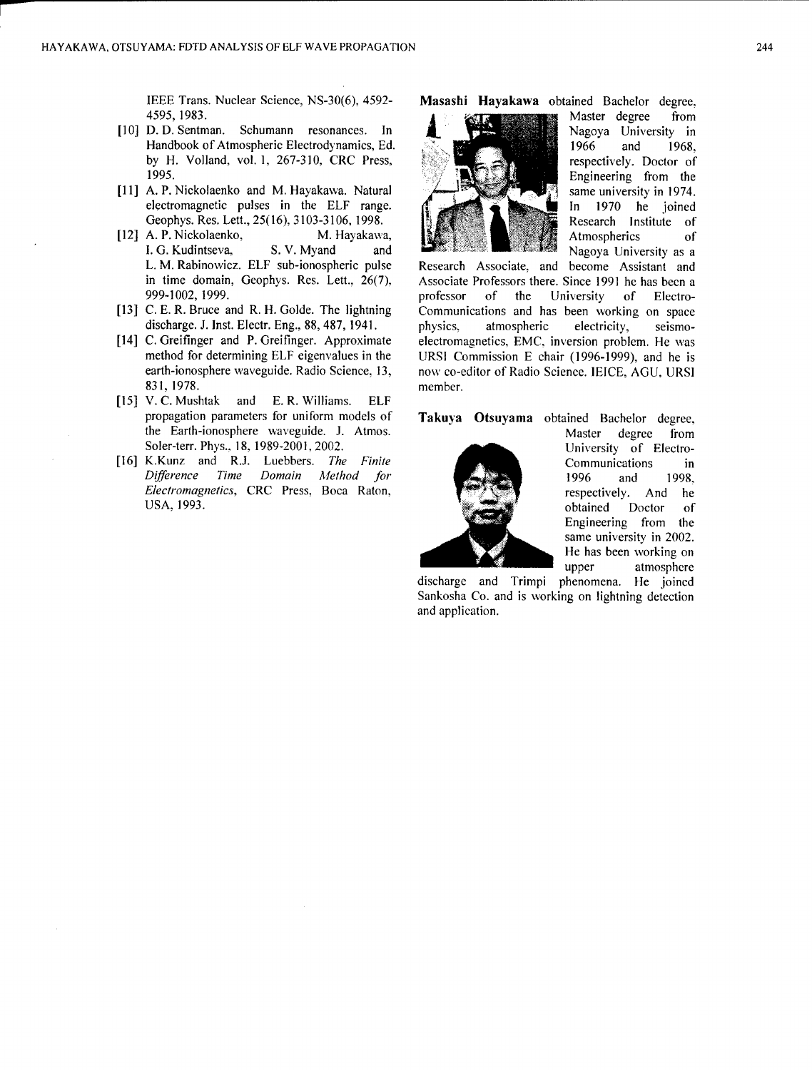IEEE Trans. Nuclear Science, NS-30(6), 4592-4595, 1983.

[10] D. D. Sentman. Schumann resonances. In Handbook of Atmospheric Electrodynamics, Ed. by H. Volland, vol. 1, 267-310, CRC Press, 1995.

[11] A. P. Nickolaenko and M. Hayakawa. Natural electromagnetic pulses in the ELF range. Geophys. Res. Lett., 25(16), 3103-3106, 1998.

[12] A. P. Nickolaenko, M. Hayakawa, I. G. Kudintseva, S. V. Myand and L. M. Rabinowicz. ELF sub-ionospheric pulse in time domain, Geophys. Res. Lett., 26(7), 999-1002, 1999.

[13] C. E. R. Bruce and R. H. Golde. The lightning discharge. J. Inst. Electr. Eng., 88, 487, 1941.

[14] C. Greifinger and P. Greifinger. Approximate method for determining ELF eigenvalues in the earth-ionosphere waveguide. Radio Science, 13, 831, 1978.

[15] V. C. Mushtak and E. R. Williams. ELF propagation parameters for uniform models of the Earth-ionosphere waveguide. J. Atmos. Soler-terr. Phys., 18, 1989-2001, 2002.

[16] K.Kunz and R.J. Luebbers. *The Finite Difference Time Domain Method for Electromagnetics*, CRC Press, Boca Raton, USA, 1993.

**Masashi Hayakawa** obtained Bachelor degree, Master degree from Nagoya University in 1966 and 1968, respectively. Doctor of Engineering from the same university in 1974. In 1970 he joined Research Institute of Atmospherics of Nagoya University as a Research Associate, and become Assistant and Associate Professors there. Since 1991 he has been a professor of the University of Electro-Communications and has been working on space physics, atmospheric electricity, seismo-electromagnetics, EMC, inversion problem. He was URSI Commission E chair (1996-1999), and he is now co-editor of Radio Science. IEICE, AGU, URSI member.

**Takuya Otsuyama** obtained Bachelor degree, Master degree from University of Electro-Communications in 1996 and 1998, respectively. And he obtained Doctor of Engineering from the same university in 2002. He has been working on upper atmosphere discharge and Trimpi phenomena. He joined Sankosha Co. and is working on lightning detection and application.